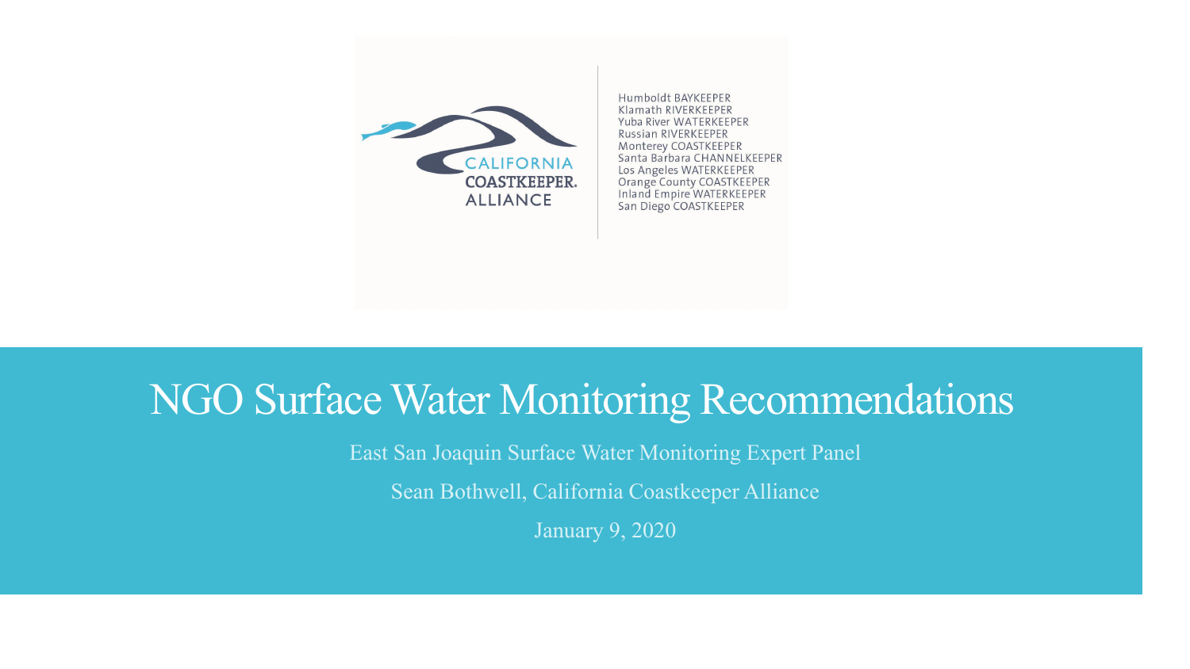CALIFORNIA COASTKEEPER. ALLIANCE

Humboldt BAYKEEPER
Klamath RIVERKEEPER
Yuba River WATERKEEPER
Russian RIVERKEEPER
Monterey COASTKEEPER
Santa Barbara CHANNELKEEPER
Los Angeles WATERKEEPER
Orange County COASTKEEPER
Inland Empire WATERKEEPER
San Diego COASTKEEPER

# NGO Surface Water Monitoring Recommendations

East San Joaquin Surface Water Monitoring Expert Panel

Sean Bothwell, California Coastkeeper Alliance

January 9, 2020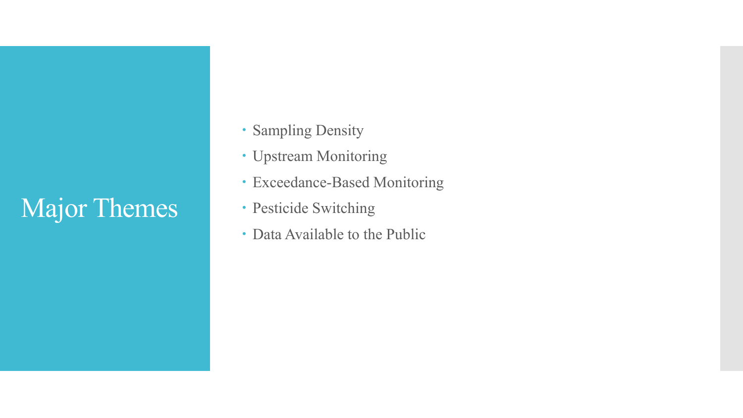# Major Themes

- Sampling Density
- Upstream Monitoring
- Exceedance-Based Monitoring
- Pesticide Switching
- Data Available to the Public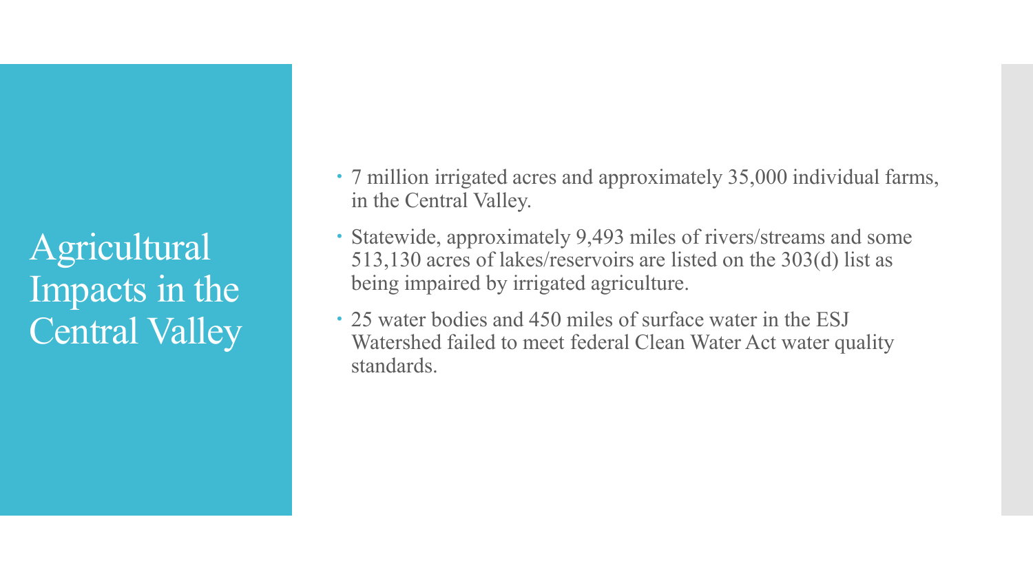# Agricultural Impacts in the Central Valley

- 7 million irrigated acres and approximately 35,000 individual farms, in the Central Valley.
- Statewide, approximately 9,493 miles of rivers/streams and some 513,130 acres of lakes/reservoirs are listed on the 303(d) list as being impaired by irrigated agriculture.
- 25 water bodies and 450 miles of surface water in the ESJ Watershed failed to meet federal Clean Water Act water quality standards.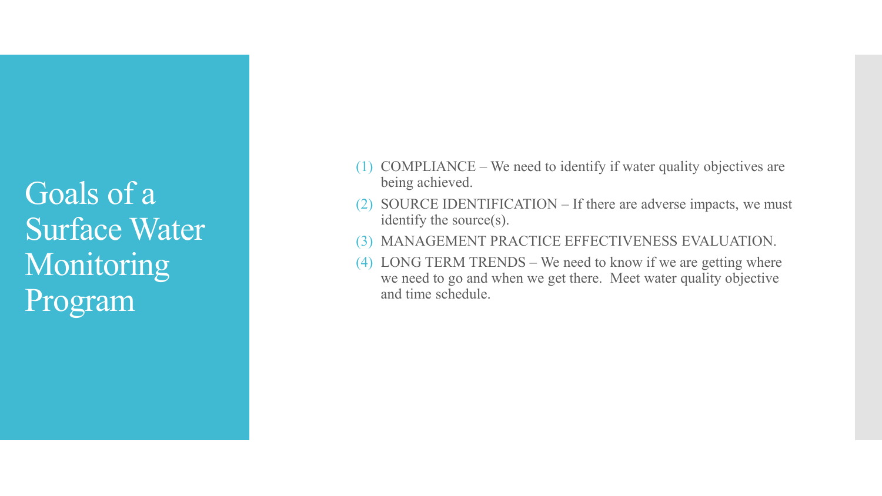# Goals of a Surface Water Monitoring Program

(1) COMPLIANCE – We need to identify if water quality objectives are being achieved.

(2) SOURCE IDENTIFICATION – If there are adverse impacts, we must identify the source(s).

(3) MANAGEMENT PRACTICE EFFECTIVENESS EVALUATION.

(4) LONG TERM TRENDS – We need to know if we are getting where we need to go and when we get there. Meet water quality objective and time schedule.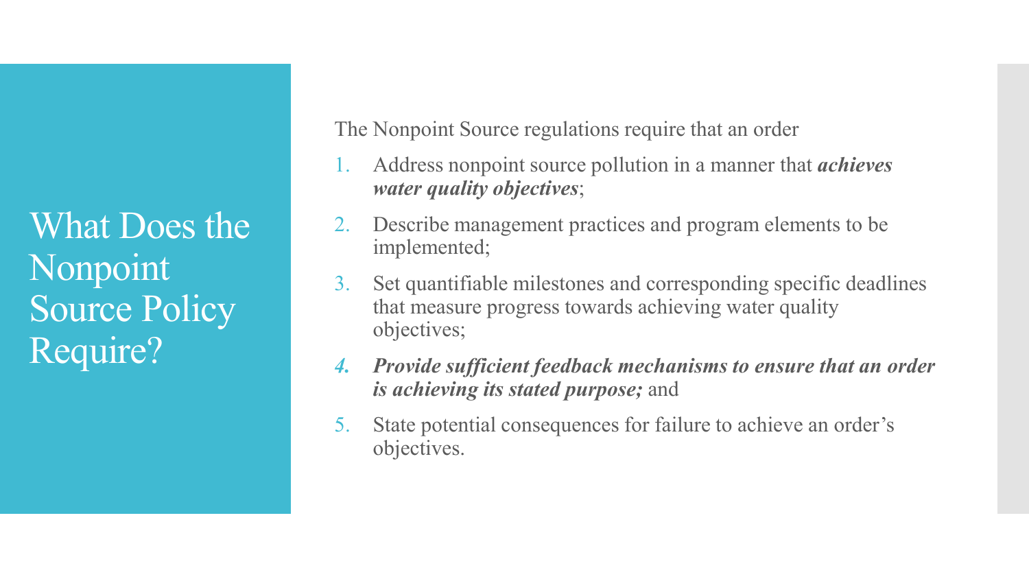# What Does the Nonpoint Source Policy Require?

The Nonpoint Source regulations require that an order

1. Address nonpoint source pollution in a manner that ***achieves water quality objectives***;
2. Describe management practices and program elements to be implemented;
3. Set quantifiable milestones and corresponding specific deadlines that measure progress towards achieving water quality objectives;
4. ***Provide sufficient feedback mechanisms to ensure that an order is achieving its stated purpose;*** and
5. State potential consequences for failure to achieve an order's objectives.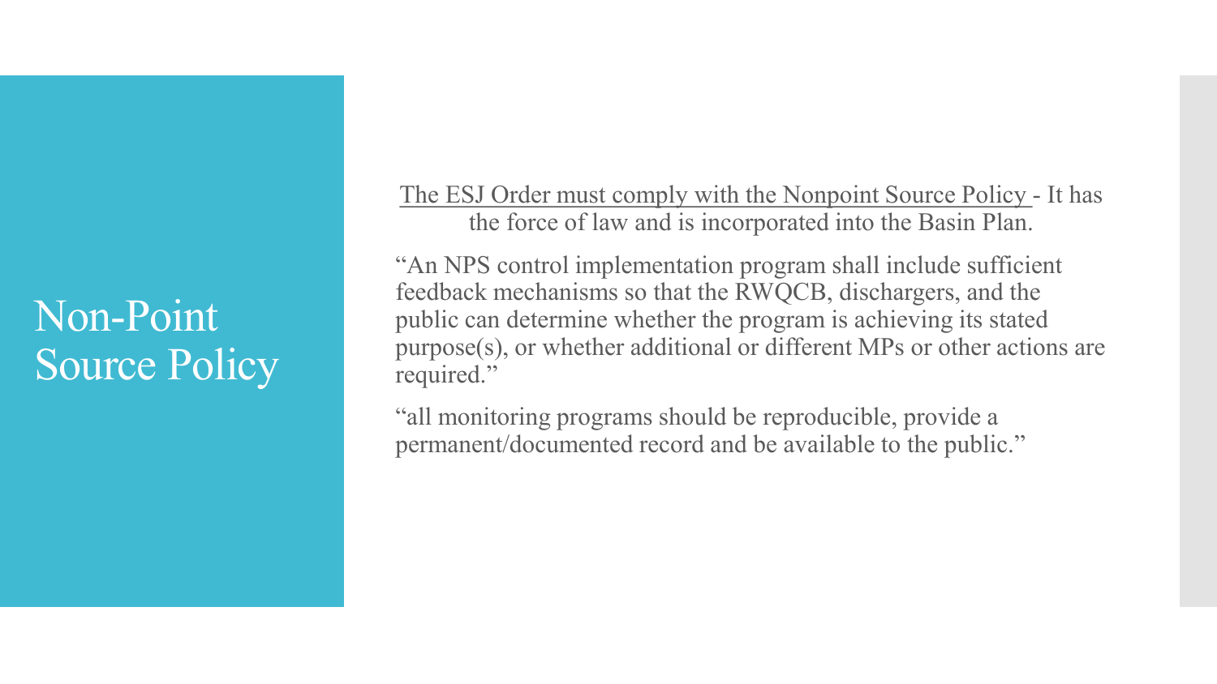# Non-Point Source Policy

<u>The ESJ Order must comply with the Nonpoint Source Policy</u> - It has the force of law and is incorporated into the Basin Plan.

"An NPS control implementation program shall include sufficient feedback mechanisms so that the RWQCB, dischargers, and the public can determine whether the program is achieving its stated purpose(s), or whether additional or different MPs or other actions are required."

"all monitoring programs should be reproducible, provide a permanent/documented record and be available to the public."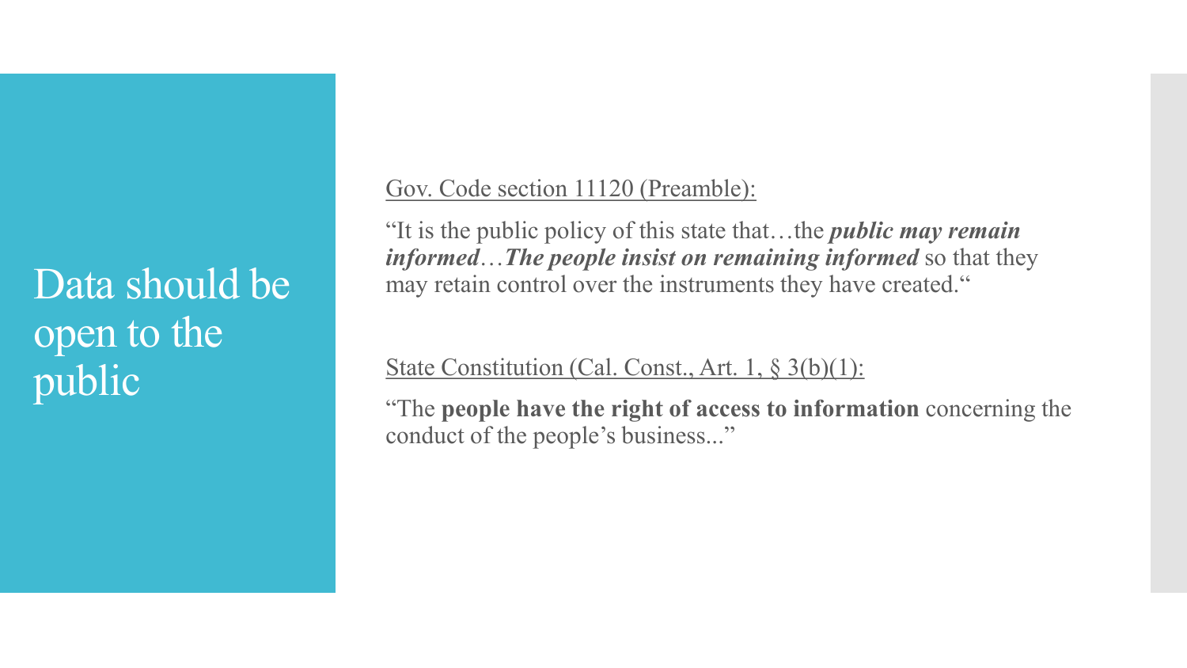# Data should be open to the public

Gov. Code section 11120 (Preamble):

"It is the public policy of this state that…the ***public may remain informed***…***The people insist on remaining informed*** so that they may retain control over the instruments they have created."

State Constitution (Cal. Const., Art. 1, § 3(b)(1):

"The **people have the right of access to information** concerning the conduct of the people's business..."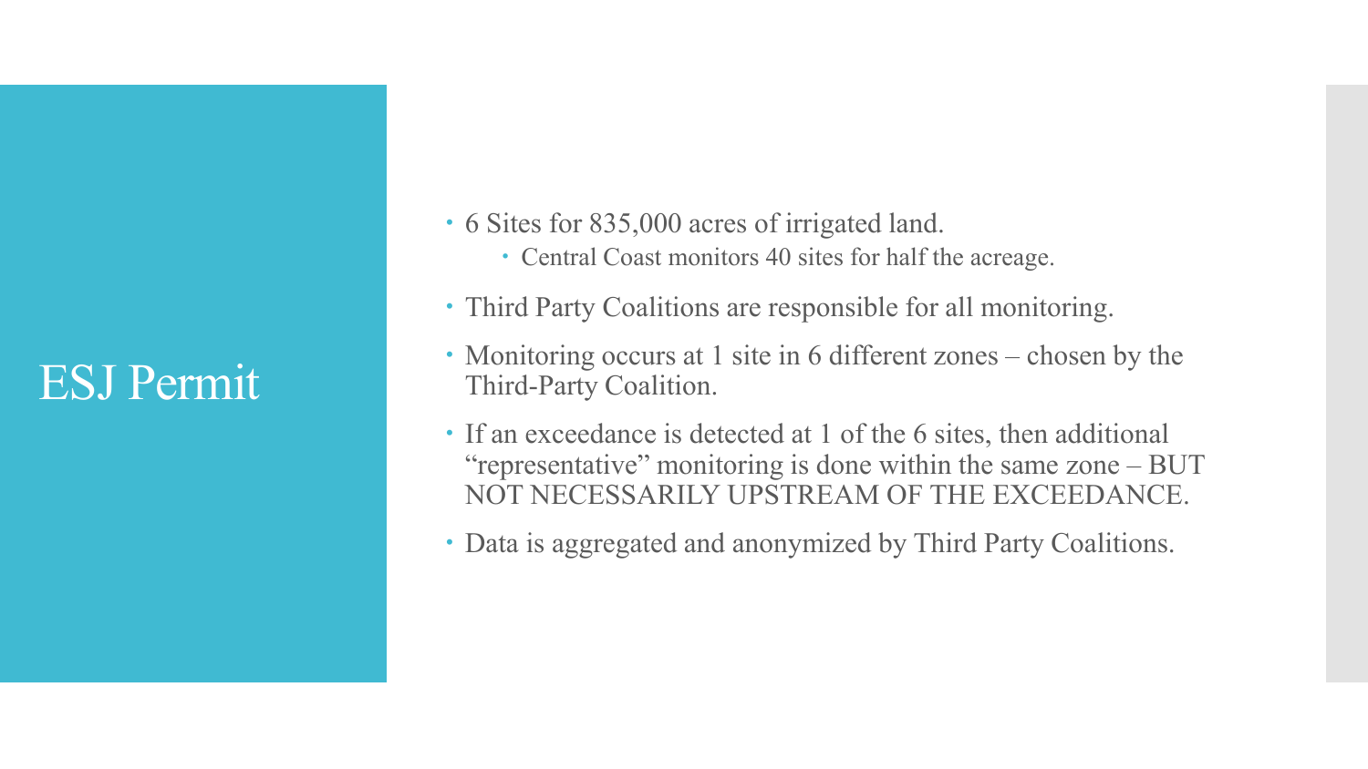# ESJ Permit

- 6 Sites for 835,000 acres of irrigated land.
  - Central Coast monitors 40 sites for half the acreage.
- Third Party Coalitions are responsible for all monitoring.
- Monitoring occurs at 1 site in 6 different zones – chosen by the Third-Party Coalition.
- If an exceedance is detected at 1 of the 6 sites, then additional "representative" monitoring is done within the same zone – BUT NOT NECESSARILY UPSTREAM OF THE EXCEEDANCE.
- Data is aggregated and anonymized by Third Party Coalitions.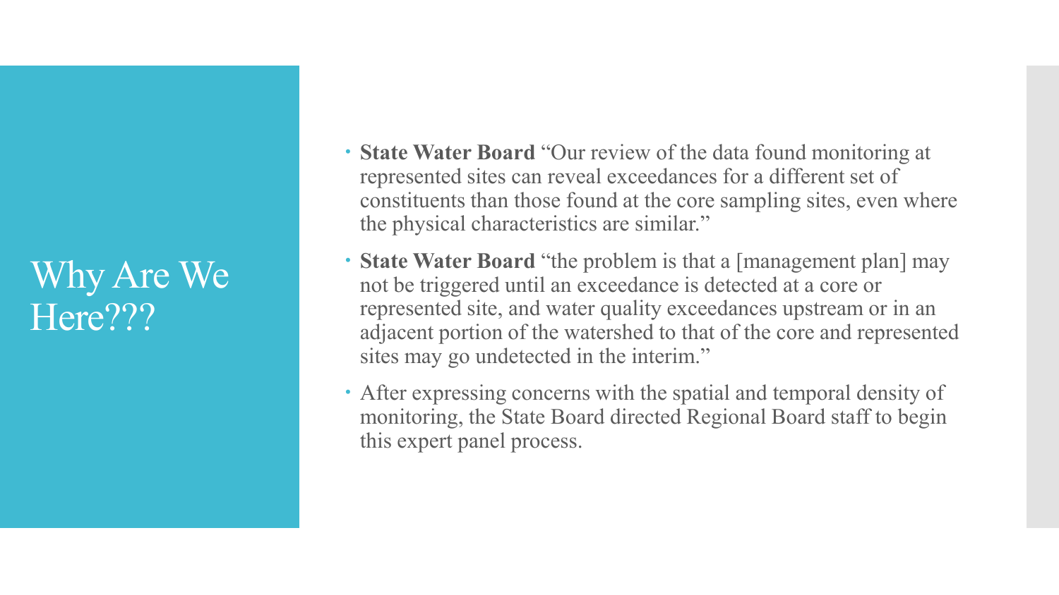# Why Are We Here???

- **State Water Board** "Our review of the data found monitoring at represented sites can reveal exceedances for a different set of constituents than those found at the core sampling sites, even where the physical characteristics are similar."
- **State Water Board** "the problem is that a [management plan] may not be triggered until an exceedance is detected at a core or represented site, and water quality exceedances upstream or in an adjacent portion of the watershed to that of the core and represented sites may go undetected in the interim."
- After expressing concerns with the spatial and temporal density of monitoring, the State Board directed Regional Board staff to begin this expert panel process.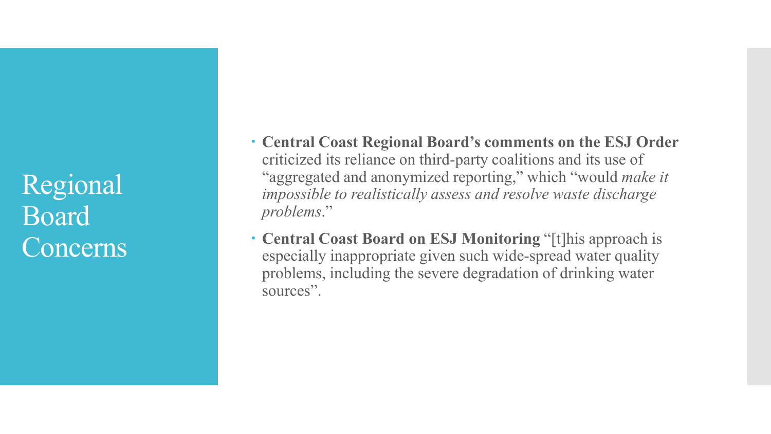# Regional Board Concerns

- **Central Coast Regional Board's comments on the ESJ Order** criticized its reliance on third-party coalitions and its use of "aggregated and anonymized reporting," which "would *make it impossible to realistically assess and resolve waste discharge problems*."
- **Central Coast Board on ESJ Monitoring** "[t]his approach is especially inappropriate given such wide-spread water quality problems, including the severe degradation of drinking water sources".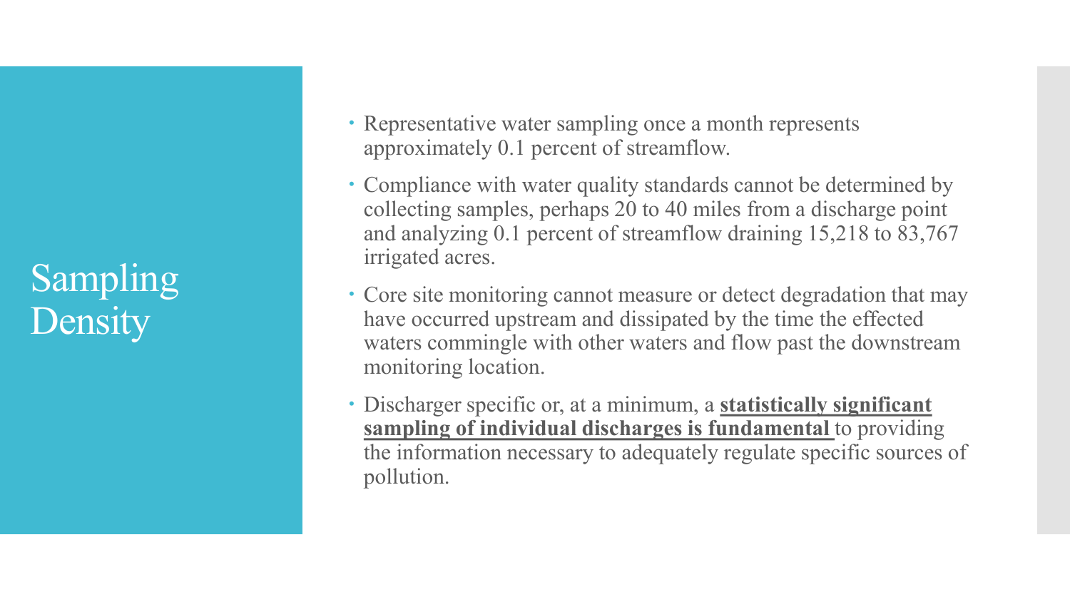# Sampling Density

- Representative water sampling once a month represents approximately 0.1 percent of streamflow.
- Compliance with water quality standards cannot be determined by collecting samples, perhaps 20 to 40 miles from a discharge point and analyzing 0.1 percent of streamflow draining 15,218 to 83,767 irrigated acres.
- Core site monitoring cannot measure or detect degradation that may have occurred upstream and dissipated by the time the effected waters commingle with other waters and flow past the downstream monitoring location.
- Discharger specific or, at a minimum, a **statistically significant sampling of individual discharges is fundamental** to providing the information necessary to adequately regulate specific sources of pollution.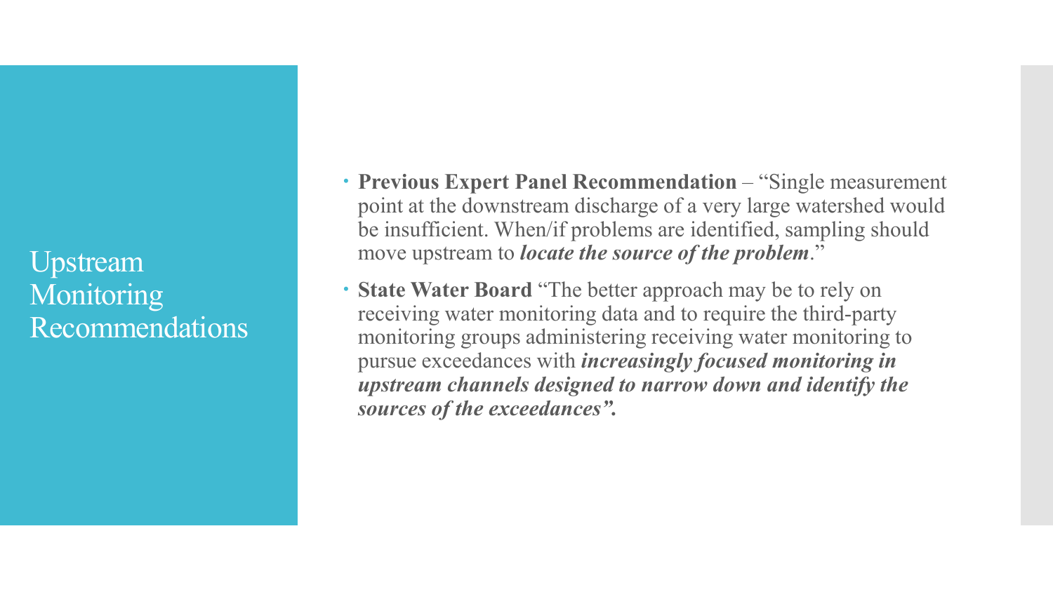# Upstream Monitoring Recommendations

- **Previous Expert Panel Recommendation** – "Single measurement point at the downstream discharge of a very large watershed would be insufficient. When/if problems are identified, sampling should move upstream to ***locate the source of the problem***."
- **State Water Board** "The better approach may be to rely on receiving water monitoring data and to require the third-party monitoring groups administering receiving water monitoring to pursue exceedances with ***increasingly focused monitoring in upstream channels designed to narrow down and identify the sources of the exceedances".***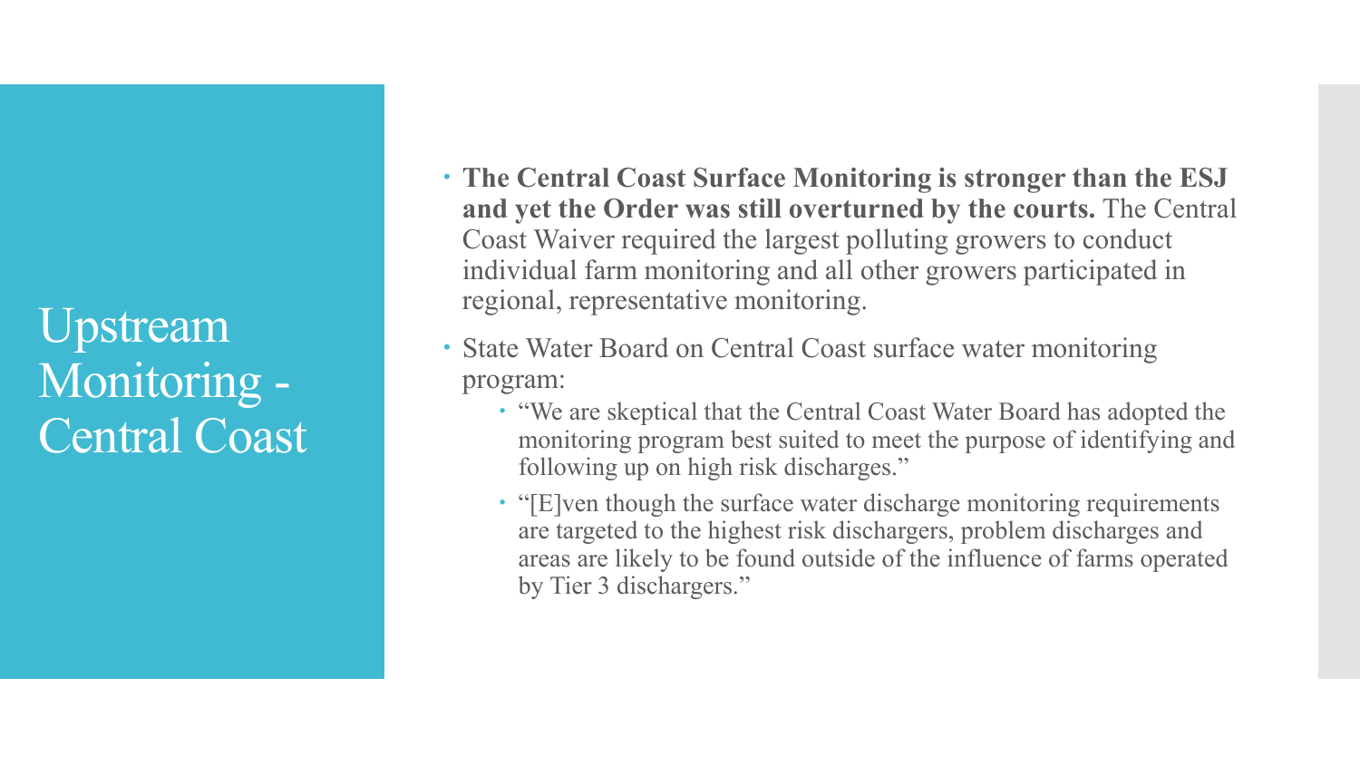# Upstream Monitoring - Central Coast

- **The Central Coast Surface Monitoring is stronger than the ESJ and yet the Order was still overturned by the courts.** The Central Coast Waiver required the largest polluting growers to conduct individual farm monitoring and all other growers participated in regional, representative monitoring.
- State Water Board on Central Coast surface water monitoring program:
  - "We are skeptical that the Central Coast Water Board has adopted the monitoring program best suited to meet the purpose of identifying and following up on high risk discharges."
  - "[E]ven though the surface water discharge monitoring requirements are targeted to the highest risk dischargers, problem discharges and areas are likely to be found outside of the influence of farms operated by Tier 3 dischargers."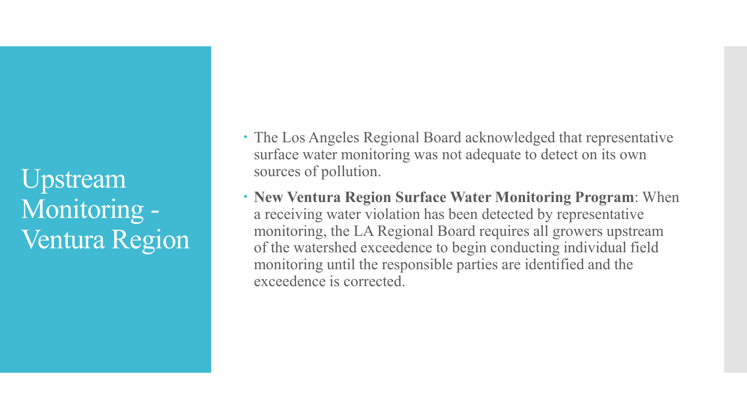# Upstream Monitoring - Ventura Region

- The Los Angeles Regional Board acknowledged that representative surface water monitoring was not adequate to detect on its own sources of pollution.
- **New Ventura Region Surface Water Monitoring Program**: When a receiving water violation has been detected by representative monitoring, the LA Regional Board requires all growers upstream of the watershed exceedence to begin conducting individual field monitoring until the responsible parties are identified and the exceedence is corrected.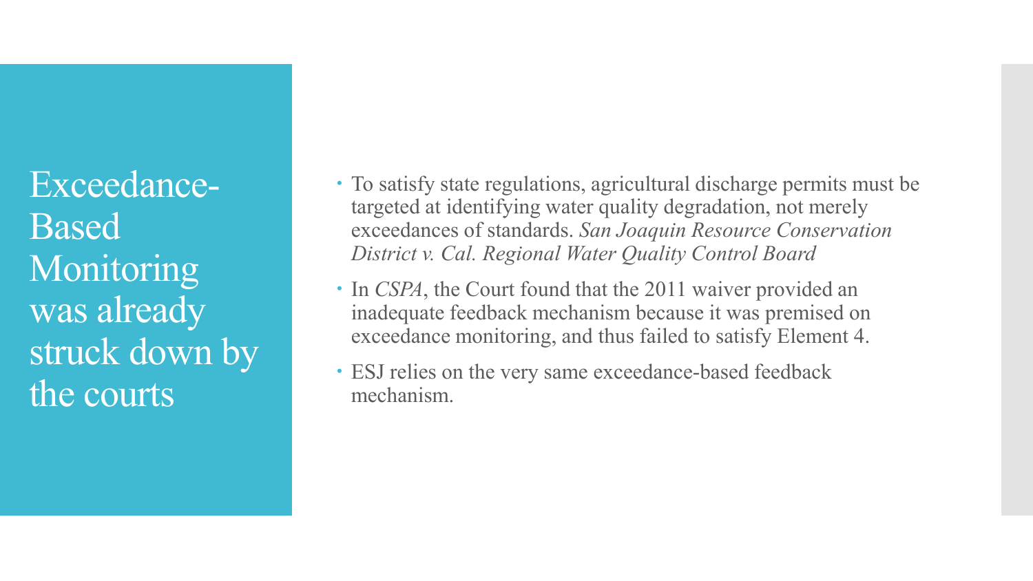# Exceedance-Based Monitoring was already struck down by the courts

- To satisfy state regulations, agricultural discharge permits must be targeted at identifying water quality degradation, not merely exceedances of standards. *San Joaquin Resource Conservation District v. Cal. Regional Water Quality Control Board*
- In *CSPA*, the Court found that the 2011 waiver provided an inadequate feedback mechanism because it was premised on exceedance monitoring, and thus failed to satisfy Element 4.
- ESJ relies on the very same exceedance-based feedback mechanism.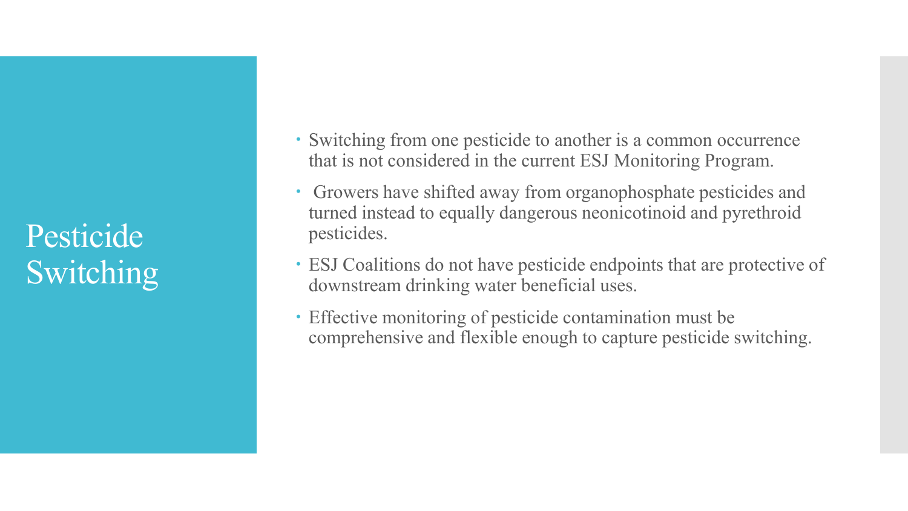# Pesticide Switching

- Switching from one pesticide to another is a common occurrence that is not considered in the current ESJ Monitoring Program.
- Growers have shifted away from organophosphate pesticides and turned instead to equally dangerous neonicotinoid and pyrethroid pesticides.
- ESJ Coalitions do not have pesticide endpoints that are protective of downstream drinking water beneficial uses.
- Effective monitoring of pesticide contamination must be comprehensive and flexible enough to capture pesticide switching.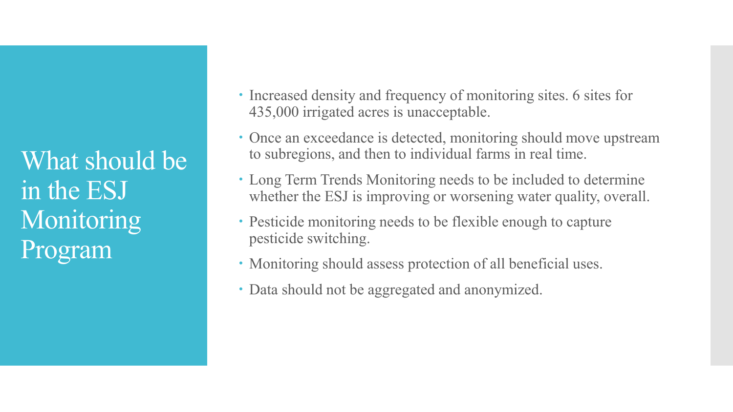# What should be in the ESJ Monitoring Program

- Increased density and frequency of monitoring sites. 6 sites for 435,000 irrigated acres is unacceptable.
- Once an exceedance is detected, monitoring should move upstream to subregions, and then to individual farms in real time.
- Long Term Trends Monitoring needs to be included to determine whether the ESJ is improving or worsening water quality, overall.
- Pesticide monitoring needs to be flexible enough to capture pesticide switching.
- Monitoring should assess protection of all beneficial uses.
- Data should not be aggregated and anonymized.